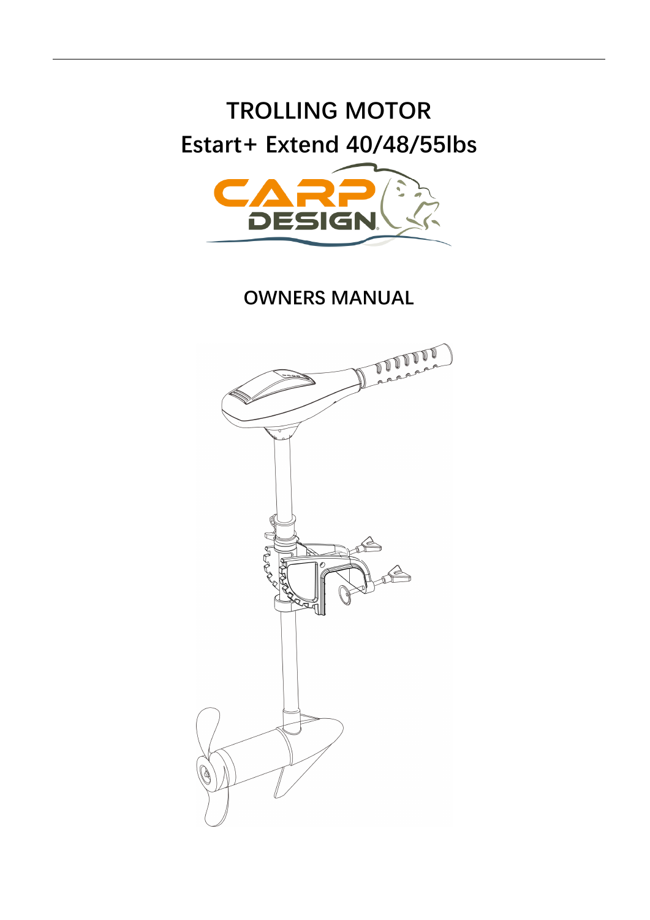# TROLLING MOTOR

# Estart+ Extend 40/48/55lbs

CARP DESIGN

## OWNERS MANUAL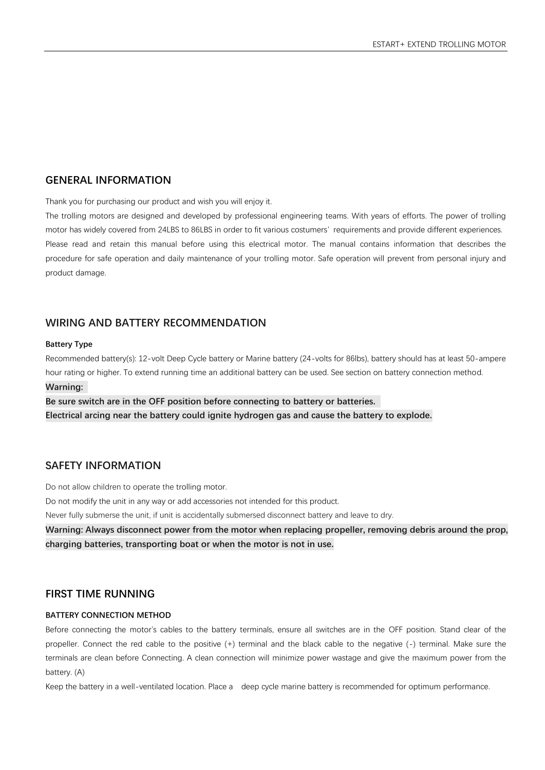## GENERAL INFORMATION

Thank you for purchasing our product and wish you will enjoy it.

The trolling motors are designed and developed by professional engineering teams. With years of efforts. The power of trolling motor has widely covered from 24LBS to 86LBS in order to fit various costumers' requirements and provide different experiences.

Please read and retain this manual before using this electrical motor. The manual contains information that describes the procedure for safe operation and daily maintenance of your trolling motor. Safe operation will prevent from personal injury and product damage.

## WIRING AND BATTERY RECOMMENDATION

#### Battery Type

Recommended battery(s): 12-volt Deep Cycle battery or Marine battery (24-volts for 86lbs), battery should has at least 50-ampere hour rating or higher. To extend running time an additional battery can be used. See section on battery connection method.

**Warning:**

**Be sure switch are in the OFF position before connecting to battery or batteries.**

**Electrical arcing near the battery could ignite hydrogen gas and cause the battery to explode.**

## SAFETY INFORMATION

Do not allow children to operate the trolling motor.

Do not modify the unit in any way or add accessories not intended for this product.

Never fully submerse the unit, if unit is accidentally submersed disconnect battery and leave to dry.

**Warning: Always disconnect power from the motor when replacing propeller, removing debris around the prop, charging batteries, transporting boat or when the motor is not in use.**

## FIRST TIME RUNNING

#### BATTERY CONNECTION METHOD

Before connecting the motor's cables to the battery terminals, ensure all switches are in the OFF position. Stand clear of the propeller. Connect the red cable to the positive (+) terminal and the black cable to the negative (-) terminal. Make sure the terminals are clean before Connecting. A clean connection will minimize power wastage and give the maximum power from the battery. (A)

Keep the battery in a well-ventilated location. Place a deep cycle marine battery is recommended for optimum performance.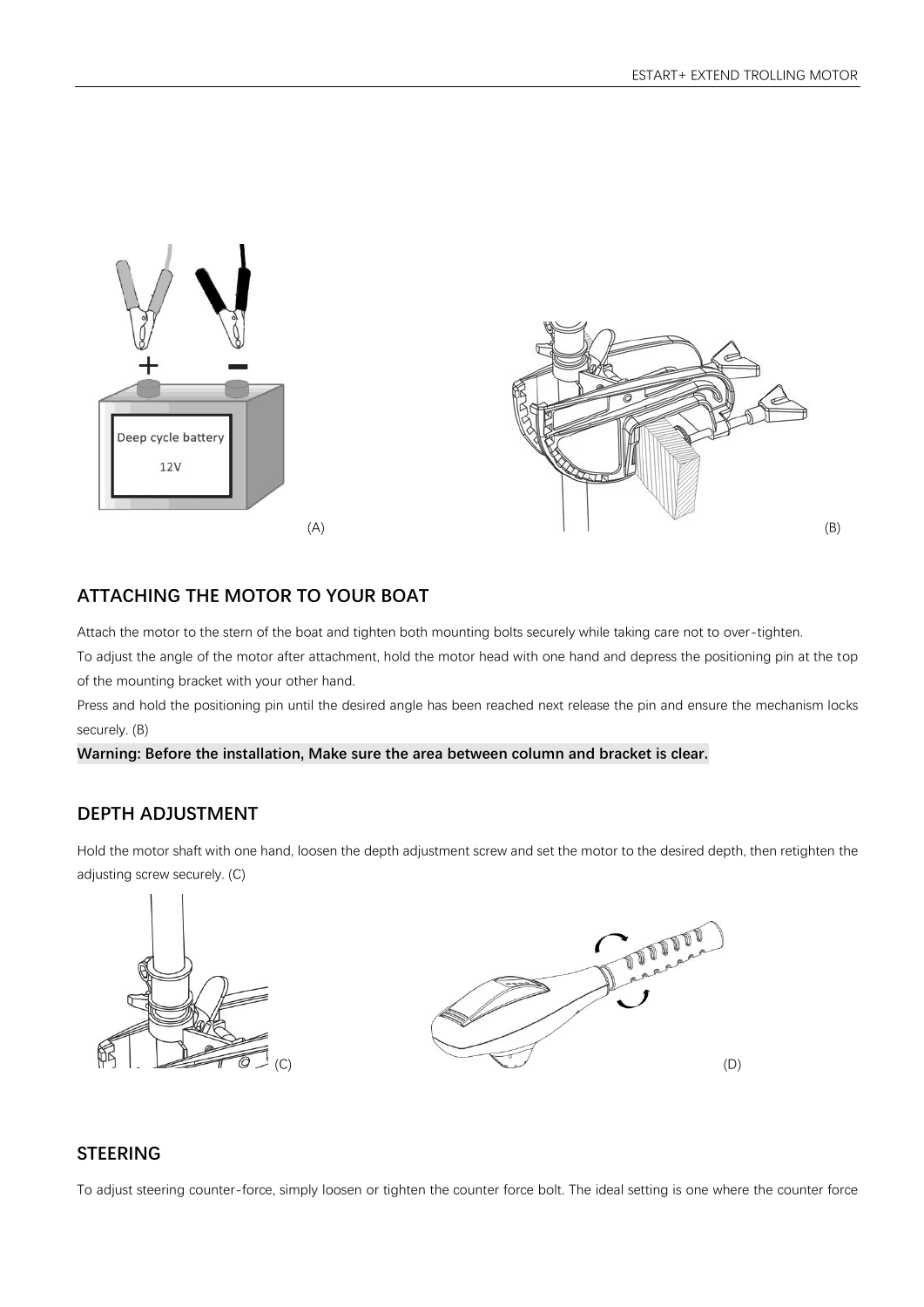(A)

(B)

## ATTACHING THE MOTOR TO YOUR BOAT

Attach the motor to the stern of the boat and tighten both mounting bolts securely while taking care not to over-tighten.

To adjust the angle of the motor after attachment, hold the motor head with one hand and depress the positioning pin at the top of the mounting bracket with your other hand.

Press and hold the positioning pin until the desired angle has been reached next release the pin and ensure the mechanism locks securely. (B)

**Warning: Before the installation, Make sure the area between column and bracket is clear.**

## DEPTH ADJUSTMENT

Hold the motor shaft with one hand, loosen the depth adjustment screw and set the motor to the desired depth, then retighten the adjusting screw securely. (C)

(C)

(D)

## STEERING

To adjust steering counter-force, simply loosen or tighten the counter force bolt. The ideal setting is one where the counter force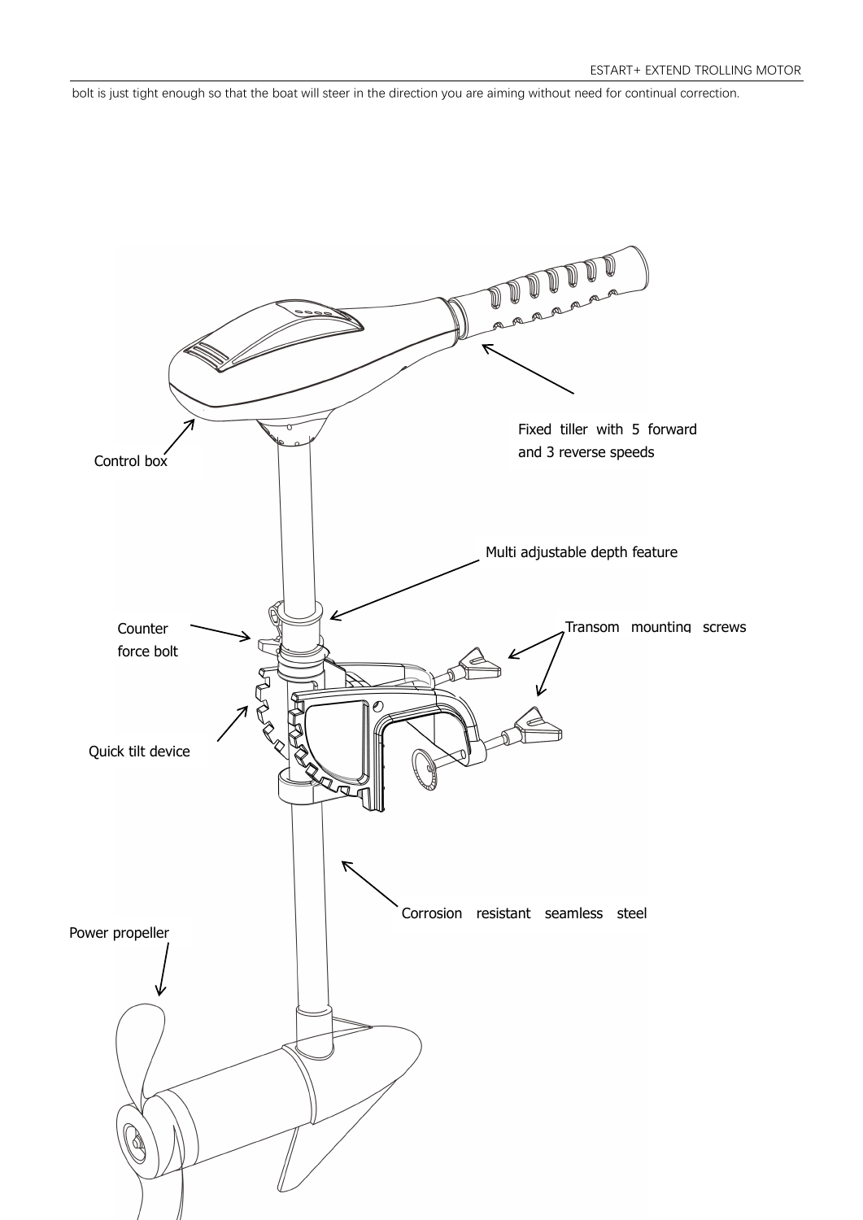bolt is just tight enough so that the boat will steer in the direction you are aiming without need for continual correction.

Fixed tiller with 5 forward and 3 reverse speeds

Control box

Multi adjustable depth feature

Counter force bolt

Transom mounting screws

Quick tilt device

Corrosion resistant seamless steel

Power propeller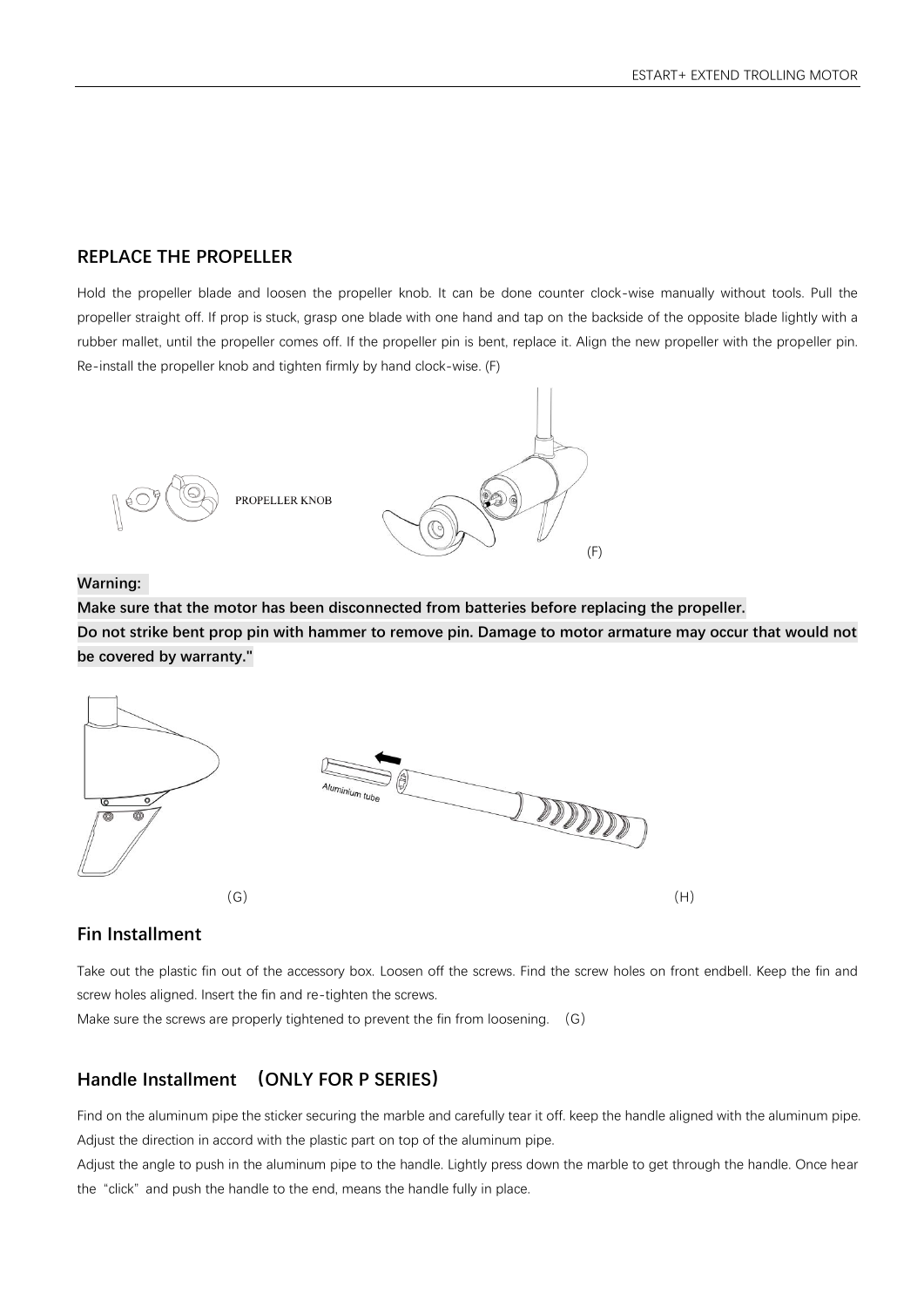## REPLACE THE PROPELLER

Hold the propeller blade and loosen the propeller knob. It can be done counter clock-wise manually without tools. Pull the propeller straight off. If prop is stuck, grasp one blade with one hand and tap on the backside of the opposite blade lightly with a rubber mallet, until the propeller comes off. If the propeller pin is bent, replace it. Align the new propeller with the propeller pin. Re-install the propeller knob and tighten firmly by hand clock-wise. (F)

PROPELLER KNOB

(F)

**Warning:**

**Make sure that the motor has been disconnected from batteries before replacing the propeller.**

**Do not strike bent prop pin with hammer to remove pin. Damage to motor armature may occur that would not be covered by warranty."**

Aluminium tube

（G）

（H）

## Fin Installment

Take out the plastic fin out of the accessory box. Loosen off the screws. Find the screw holes on front endbell. Keep the fin and screw holes aligned. Insert the fin and re-tighten the screws.

Make sure the screws are properly tightened to prevent the fin from loosening. （G）

## Handle Installment （ONLY FOR P SERIES）

Find on the aluminum pipe the sticker securing the marble and carefully tear it off. keep the handle aligned with the aluminum pipe. Adjust the direction in accord with the plastic part on top of the aluminum pipe.

Adjust the angle to push in the aluminum pipe to the handle. Lightly press down the marble to get through the handle. Once hear the "click" and push the handle to the end, means the handle fully in place.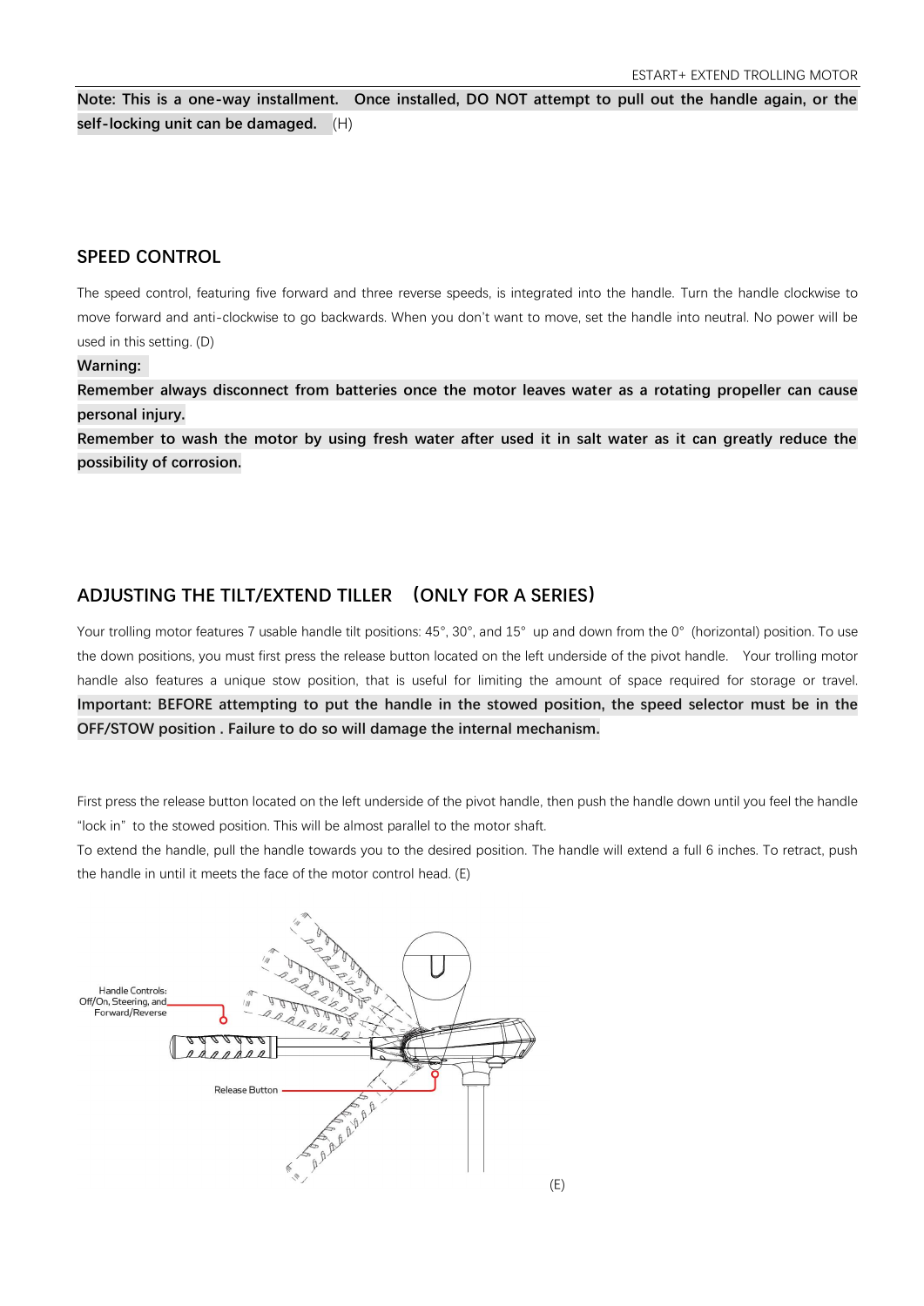**Note: This is a one-way installment. Once installed, DO NOT attempt to pull out the handle again, or the self-locking unit can be damaged.** (H)

## SPEED CONTROL

The speed control, featuring five forward and three reverse speeds, is integrated into the handle. Turn the handle clockwise to move forward and anti-clockwise to go backwards. When you don't want to move, set the handle into neutral. No power will be used in this setting. (D)

**Warning:**

**Remember always disconnect from batteries once the motor leaves water as a rotating propeller can cause personal injury.**

**Remember to wash the motor by using fresh water after used it in salt water as it can greatly reduce the possibility of corrosion.**

## ADJUSTING THE TILT/EXTEND TILLER （ONLY FOR A SERIES）

Your trolling motor features 7 usable handle tilt positions: 45°, 30°, and 15° up and down from the 0° (horizontal) position. To use the down positions, you must first press the release button located on the left underside of the pivot handle. Your trolling motor handle also features a unique stow position, that is useful for limiting the amount of space required for storage or travel. **Important: BEFORE attempting to put the handle in the stowed position, the speed selector must be in the OFF/STOW position . Failure to do so will damage the internal mechanism.**

First press the release button located on the left underside of the pivot handle, then push the handle down until you feel the handle "lock in" to the stowed position. This will be almost parallel to the motor shaft.

To extend the handle, pull the handle towards you to the desired position. The handle will extend a full 6 inches. To retract, push the handle in until it meets the face of the motor control head. (E)

Handle Controls: Off/On, Steering, and Forward/Reverse

Release Button

(E)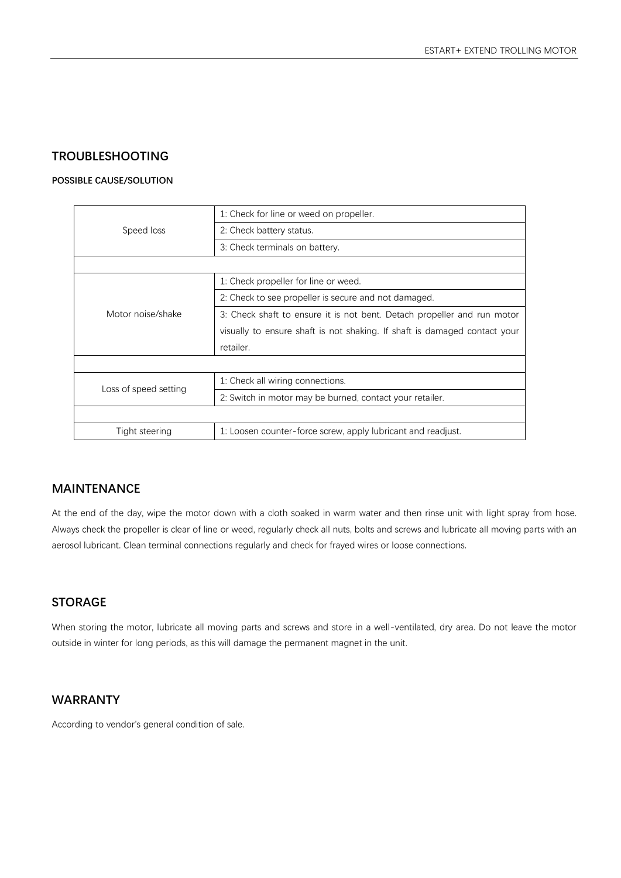## TROUBLESHOOTING

**POSSIBLE CAUSE/SOLUTION**

| | |
|---|---|
| Speed loss | 1: Check for line or weed on propeller. |
| | 2: Check battery status. |
| | 3: Check terminals on battery. |
| | |
| Motor noise/shake | 1: Check propeller for line or weed. |
| | 2: Check to see propeller is secure and not damaged. |
| | 3: Check shaft to ensure it is not bent. Detach propeller and run motor visually to ensure shaft is not shaking. If shaft is damaged contact your retailer. |
| | |
| Loss of speed setting | 1: Check all wiring connections. |
| | 2: Switch in motor may be burned, contact your retailer. |
| | |
| Tight steering | 1: Loosen counter-force screw, apply lubricant and readjust. |

## MAINTENANCE

At the end of the day, wipe the motor down with a cloth soaked in warm water and then rinse unit with light spray from hose. Always check the propeller is clear of line or weed, regularly check all nuts, bolts and screws and lubricate all moving parts with an aerosol lubricant. Clean terminal connections regularly and check for frayed wires or loose connections.

## STORAGE

When storing the motor, lubricate all moving parts and screws and store in a well-ventilated, dry area. Do not leave the motor outside in winter for long periods, as this will damage the permanent magnet in the unit.

## WARRANTY

According to vendor's general condition of sale.